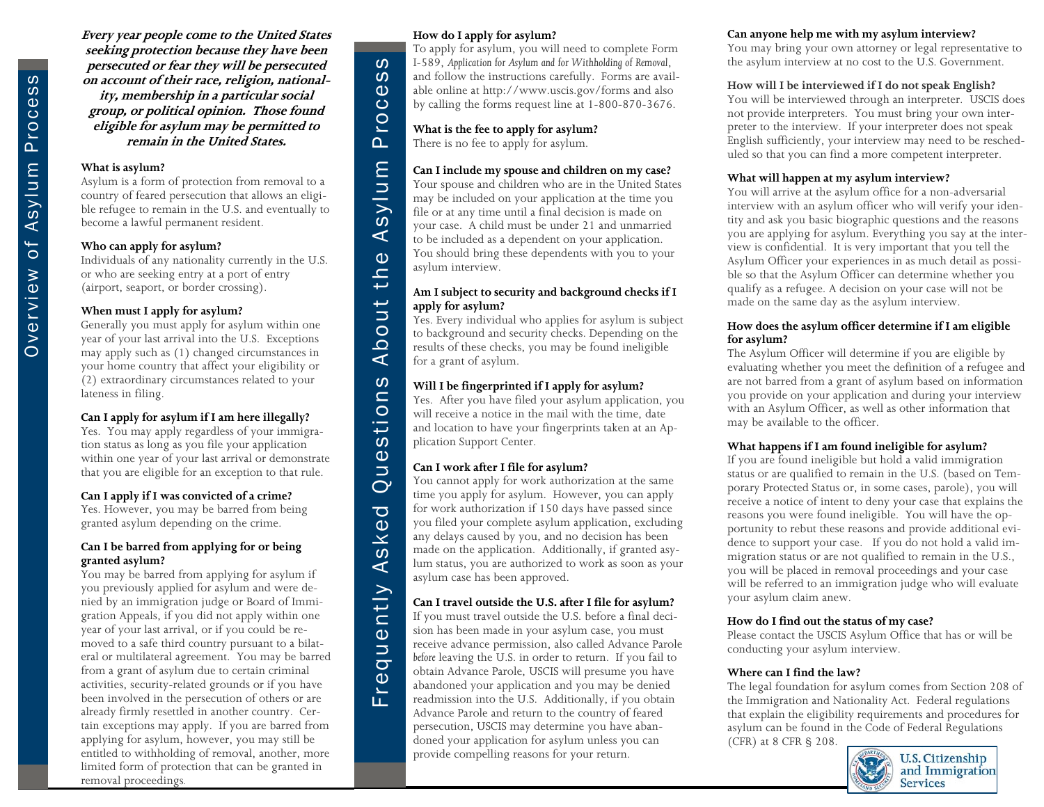# Overview of Asylum Process

***Every year people come to the United States seeking protection because they have been persecuted or fear they will be persecuted on account of their race, religion, nationality, membership in a particular social group, or political opinion. Those found eligible for asylum may be permitted to remain in the United States.***

**What is asylum?**

Asylum is a form of protection from removal to a country of feared persecution that allows an eligible refugee to remain in the U.S. and eventually to become a lawful permanent resident.

**Who can apply for asylum?**

Individuals of any nationality currently in the U.S. or who are seeking entry at a port of entry (airport, seaport, or border crossing).

**When must I apply for asylum?**

Generally you must apply for asylum within one year of your last arrival into the U.S. Exceptions may apply such as (1) changed circumstances in your home country that affect your eligibility or (2) extraordinary circumstances related to your lateness in filing.

**Can I apply for asylum if I am here illegally?**

Yes. You may apply regardless of your immigration status as long as you file your application within one year of your last arrival or demonstrate that you are eligible for an exception to that rule.

**Can I apply if I was convicted of a crime?**

Yes. However, you may be barred from being granted asylum depending on the crime.

**Can I be barred from applying for or being granted asylum?**

You may be barred from applying for asylum if you previously applied for asylum and were denied by an immigration judge or Board of Immigration Appeals, if you did not apply within one year of your last arrival, or if you could be removed to a safe third country pursuant to a bilateral or multilateral agreement. You may be barred from a grant of asylum due to certain criminal activities, security-related grounds or if you have been involved in the persecution of others or are already firmly resettled in another country. Certain exceptions may apply. If you are barred from applying for asylum, however, you may still be entitled to withholding of removal, another, more limited form of protection that can be granted in removal proceedings.

# Frequently Asked Questions About the Asylum Process

**How do I apply for asylum?**

To apply for asylum, you will need to complete Form I-589, *Application for Asylum and for Withholding of Removal*, and follow the instructions carefully. Forms are available online at http://www.uscis.gov/forms and also by calling the forms request line at 1-800-870-3676.

**What is the fee to apply for asylum?**

There is no fee to apply for asylum.

**Can I include my spouse and children on my case?**

Your spouse and children who are in the United States may be included on your application at the time you file or at any time until a final decision is made on your case. A child must be under 21 and unmarried to be included as a dependent on your application. You should bring these dependents with you to your asylum interview.

**Am I subject to security and background checks if I apply for asylum?**

Yes. Every individual who applies for asylum is subject to background and security checks. Depending on the results of these checks, you may be found ineligible for a grant of asylum.

**Will I be fingerprinted if I apply for asylum?**

Yes. After you have filed your asylum application, you will receive a notice in the mail with the time, date and location to have your fingerprints taken at an Application Support Center.

**Can I work after I file for asylum?**

You cannot apply for work authorization at the same time you apply for asylum. However, you can apply for work authorization if 150 days have passed since you filed your complete asylum application, excluding any delays caused by you, and no decision has been made on the application. Additionally, if granted asylum status, you are authorized to work as soon as your asylum case has been approved.

**Can I travel outside the U.S. after I file for asylum?**

If you must travel outside the U.S. before a final decision has been made in your asylum case, you must receive advance permission, also called Advance Parole *before* leaving the U.S. in order to return. If you fail to obtain Advance Parole, USCIS will presume you have abandoned your application and you may be denied readmission into the U.S. Additionally, if you obtain Advance Parole and return to the country of feared persecution, USCIS may determine you have abandoned your application for asylum unless you can provide compelling reasons for your return.

**Can anyone help me with my asylum interview?**

You may bring your own attorney or legal representative to the asylum interview at no cost to the U.S. Government.

**How will I be interviewed if I do not speak English?**

You will be interviewed through an interpreter. USCIS does not provide interpreters. You must bring your own interpreter to the interview. If your interpreter does not speak English sufficiently, your interview may need to be rescheduled so that you can find a more competent interpreter.

**What will happen at my asylum interview?**

You will arrive at the asylum office for a non-adversarial interview with an asylum officer who will verify your identity and ask you basic biographic questions and the reasons you are applying for asylum. Everything you say at the interview is confidential. It is very important that you tell the Asylum Officer your experiences in as much detail as possible so that the Asylum Officer can determine whether you qualify as a refugee. A decision on your case will not be made on the same day as the asylum interview.

**How does the asylum officer determine if I am eligible for asylum?**

The Asylum Officer will determine if you are eligible by evaluating whether you meet the definition of a refugee and are not barred from a grant of asylum based on information you provide on your application and during your interview with an Asylum Officer, as well as other information that may be available to the officer.

**What happens if I am found ineligible for asylum?**

If you are found ineligible but hold a valid immigration status or are qualified to remain in the U.S. (based on Temporary Protected Status or, in some cases, parole), you will receive a notice of intent to deny your case that explains the reasons you were found ineligible. You will have the opportunity to rebut these reasons and provide additional evidence to support your case. If you do not hold a valid immigration status or are not qualified to remain in the U.S., you will be placed in removal proceedings and your case will be referred to an immigration judge who will evaluate your asylum claim anew.

**How do I find out the status of my case?**

Please contact the USCIS Asylum Office that has or will be conducting your asylum interview.

**Where can I find the law?**

The legal foundation for asylum comes from Section 208 of the Immigration and Nationality Act. Federal regulations that explain the eligibility requirements and procedures for asylum can be found in the Code of Federal Regulations (CFR) at 8 CFR § 208.

U.S. Citizenship and Immigration Services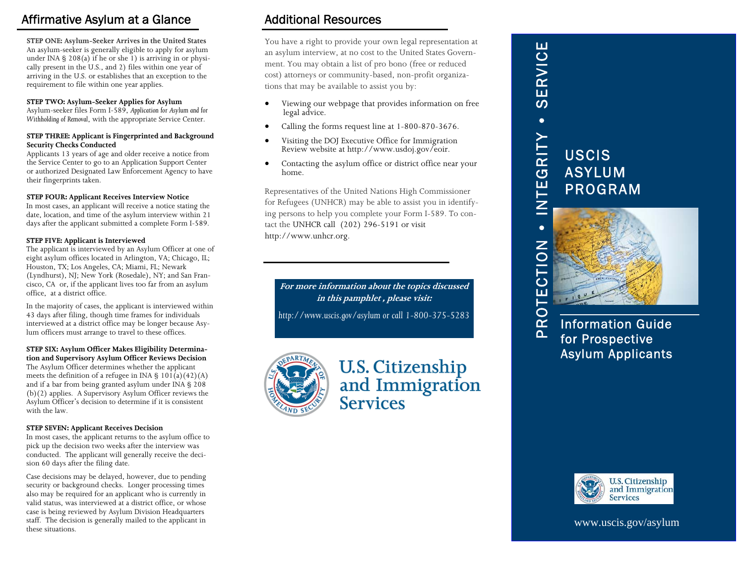## Affirmative Asylum at a Glance

**STEP ONE: Asylum-Seeker Arrives in the United States**
An asylum-seeker is generally eligible to apply for asylum under INA § 208(a) if he or she 1) is arriving in or physically present in the U.S., and 2) files within one year of arriving in the U.S. or establishes that an exception to the requirement to file within one year applies.

**STEP TWO: Asylum-Seeker Applies for Asylum**
Asylum-seeker files Form I-589, *Application for Asylum and for Withholding of Removal*, with the appropriate Service Center.

**STEP THREE: Applicant is Fingerprinted and Background Security Checks Conducted**
Applicants 13 years of age and older receive a notice from the Service Center to go to an Application Support Center or authorized Designated Law Enforcement Agency to have their fingerprints taken.

**STEP FOUR: Applicant Receives Interview Notice**
In most cases, an applicant will receive a notice stating the date, location, and time of the asylum interview within 21 days after the applicant submitted a complete Form I-589.

**STEP FIVE: Applicant is Interviewed**
The applicant is interviewed by an Asylum Officer at one of eight asylum offices located in Arlington, VA; Chicago, IL; Houston, TX; Los Angeles, CA; Miami, FL; Newark (Lyndhurst), NJ; New York (Rosedale), NY; and San Francisco, CA or, if the applicant lives too far from an asylum office, at a district office.

In the majority of cases, the applicant is interviewed within 43 days after filing, though time frames for individuals interviewed at a district office may be longer because Asylum officers must arrange to travel to these offices.

**STEP SIX: Asylum Officer Makes Eligibility Determination and Supervisory Asylum Officer Reviews Decision**
The Asylum Officer determines whether the applicant meets the definition of a refugee in INA § 101(a)(42)(A) and if a bar from being granted asylum under INA § 208 (b)(2) applies. A Supervisory Asylum Officer reviews the Asylum Officer's decision to determine if it is consistent with the law.

**STEP SEVEN: Applicant Receives Decision**
In most cases, the applicant returns to the asylum office to pick up the decision two weeks after the interview was conducted. The applicant will generally receive the decision 60 days after the filing date.

Case decisions may be delayed, however, due to pending security or background checks. Longer processing times also may be required for an applicant who is currently in valid status, was interviewed at a district office, or whose case is being reviewed by Asylum Division Headquarters staff. The decision is generally mailed to the applicant in these situations.

## Additional Resources

You have a right to provide your own legal representation at an asylum interview, at no cost to the United States Government. You may obtain a list of pro bono (free or reduced cost) attorneys or community-based, non-profit organizations that may be available to assist you by:

- Viewing our webpage that provides information on free legal advice.
- Calling the forms request line at 1-800-870-3676.
- Visiting the DOJ Executive Office for Immigration Review website at http://www.usdoj.gov/eoir.
- Contacting the asylum office or district office near your home.

Representatives of the United Nations High Commissioner for Refugees (UNHCR) may be able to assist you in identifying persons to help you complete your Form I-589. To contact the UNHCR call (202) 296-5191 or visit http://www.unhcr.org.

***For more information about the topics discussed in this pamphlet , please visit:***

*http://www.uscis.gov/asylum or call 1-800-375-5283*

U.S. Citizenship and Immigration Services

PROTECTION • INTEGRITY • SERVICE

# USCIS ASYLUM PROGRAM

## Information Guide for Prospective Asylum Applicants

U.S. Citizenship and Immigration Services

www.uscis.gov/asylum